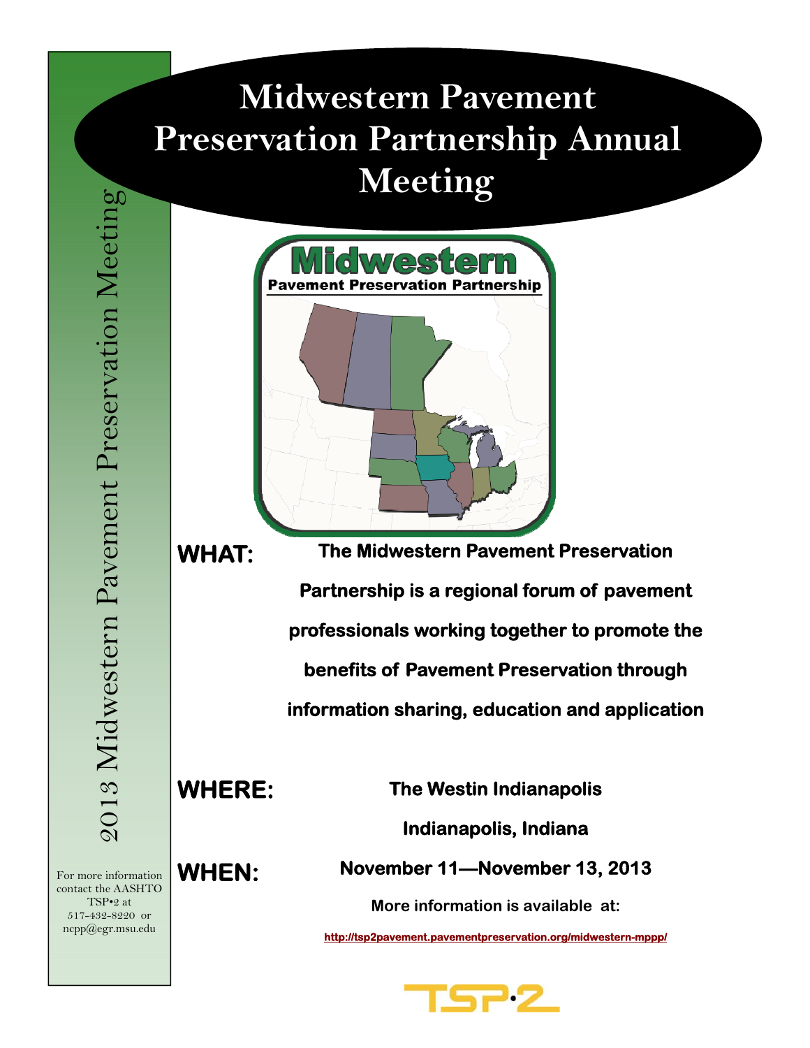# Midwestern Pavement Preservation Partnership Annual Meeting

2013 Midwestern Pavement Preservation Meeting

Midwestern
Pavement Preservation Partnership

**WHAT:** **The Midwestern Pavement Preservation Partnership is a regional forum of pavement professionals working together to promote the benefits of Pavement Preservation through information sharing, education and application**

**WHERE:** **The Westin Indianapolis**

**Indianapolis, Indiana**

**WHEN:** **November 11—November 13, 2013**

**More information is available at:**

**http://tsp2pavement.pavementpreservation.org/midwestern-mppp/**

For more information contact the AASHTO TSP•2 at 517-432-8220 or ncpp@egr.msu.edu

TSP•2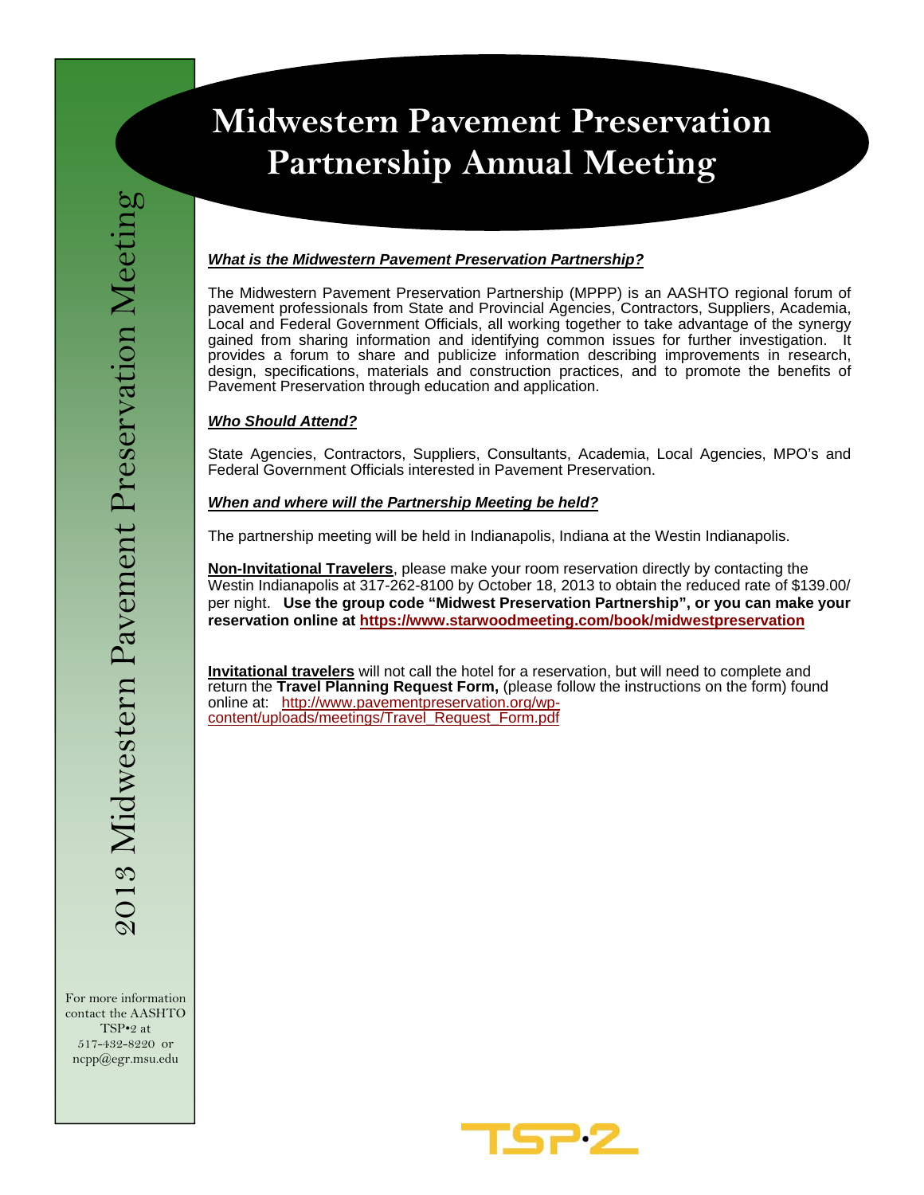# Midwestern Pavement Preservation Partnership Annual Meeting

2013 Midwestern Pavement Preservation Meeting

***What is the Midwestern Pavement Preservation Partnership?***

The Midwestern Pavement Preservation Partnership (MPPP) is an AASHTO regional forum of pavement professionals from State and Provincial Agencies, Contractors, Suppliers, Academia, Local and Federal Government Officials, all working together to take advantage of the synergy gained from sharing information and identifying common issues for further investigation. It provides a forum to share and publicize information describing improvements in research, design, specifications, materials and construction practices, and to promote the benefits of Pavement Preservation through education and application.

***Who Should Attend?***

State Agencies, Contractors, Suppliers, Consultants, Academia, Local Agencies, MPO's and Federal Government Officials interested in Pavement Preservation.

***When and where will the Partnership Meeting be held?***

The partnership meeting will be held in Indianapolis, Indiana at the Westin Indianapolis.

**Non-Invitational Travelers**, please make your room reservation directly by contacting the Westin Indianapolis at 317-262-8100 by October 18, 2013 to obtain the reduced rate of $139.00/ per night. **Use the group code "Midwest Preservation Partnership", or you can make your reservation online at https://www.starwoodmeeting.com/book/midwestpreservation**

**Invitational travelers** will not call the hotel for a reservation, but will need to complete and return the **Travel Planning Request Form,** (please follow the instructions on the form) found online at: http://www.pavementpreservation.org/wp-content/uploads/meetings/Travel_Request_Form.pdf

For more information contact the AASHTO TSP•2 at 517-432-8220 or ncpp@egr.msu.edu

TSP•2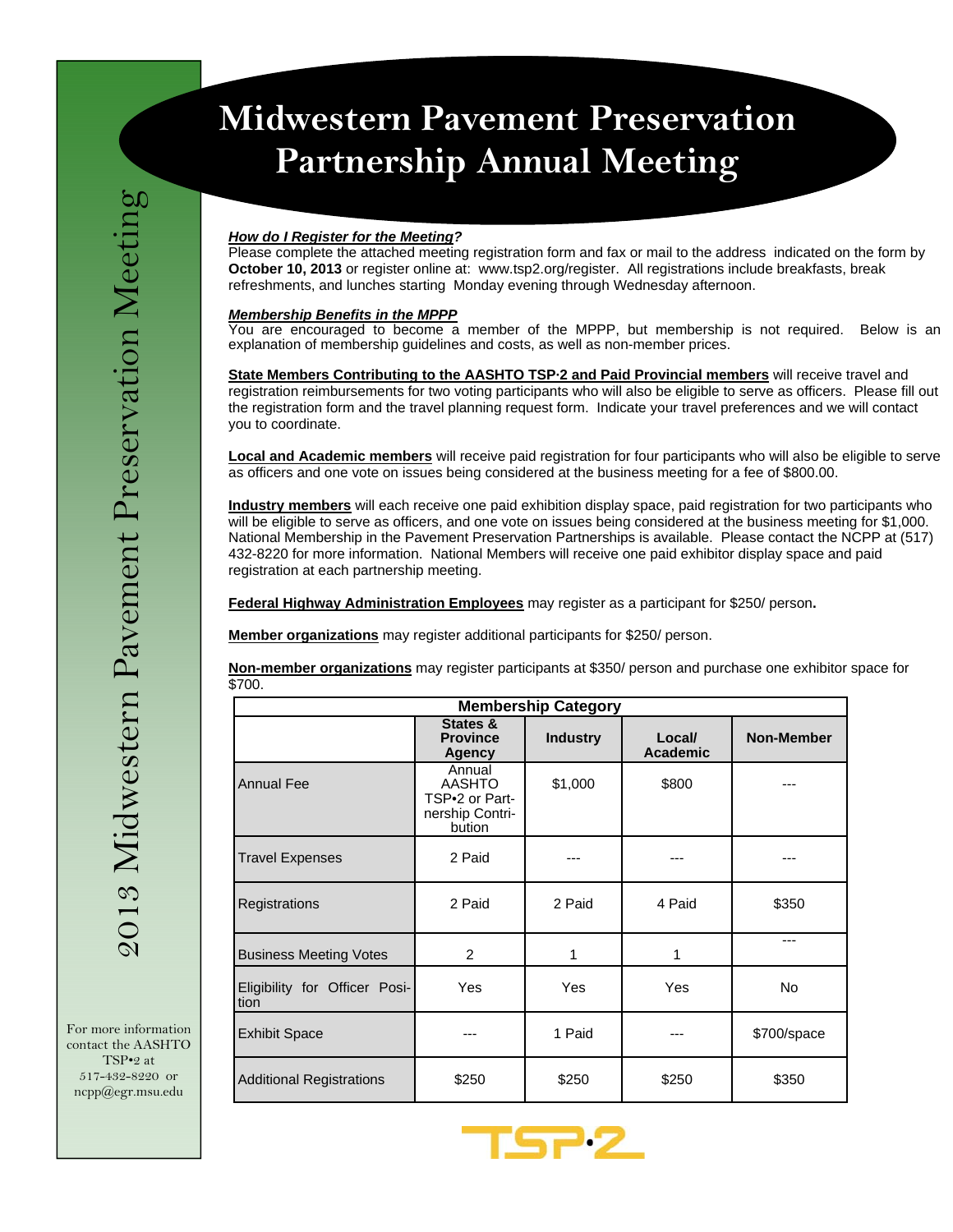# Midwestern Pavement Preservation Partnership Annual Meeting

2013 Midwestern Pavement Preservation Meeting

***How do I Register for the Meeting?***

Please complete the attached meeting registration form and fax or mail to the address indicated on the form by **October 10, 2013** or register online at: www.tsp2.org/register. All registrations include breakfasts, break refreshments, and lunches starting Monday evening through Wednesday afternoon.

***Membership Benefits in the MPPP***

You are encouraged to become a member of the MPPP, but membership is not required. Below is an explanation of membership guidelines and costs, as well as non-member prices.

**State Members Contributing to the AASHTO TSP·2 and Paid Provincial members** will receive travel and registration reimbursements for two voting participants who will also be eligible to serve as officers. Please fill out the registration form and the travel planning request form. Indicate your travel preferences and we will contact you to coordinate.

**Local and Academic members** will receive paid registration for four participants who will also be eligible to serve as officers and one vote on issues being considered at the business meeting for a fee of $800.00.

**Industry members** will each receive one paid exhibition display space, paid registration for two participants who will be eligible to serve as officers, and one vote on issues being considered at the business meeting for $1,000. National Membership in the Pavement Preservation Partnerships is available. Please contact the NCPP at (517) 432-8220 for more information. National Members will receive one paid exhibitor display space and paid registration at each partnership meeting.

**Federal Highway Administration Employees** may register as a participant for $250/ person**.**

**Member organizations** may register additional participants for $250/ person.

**Non-member organizations** may register participants at $350/ person and purchase one exhibitor space for $700.

| Membership Category | | | | |
|---|---|---|---|---|
| | **States & Province Agency** | **Industry** | **Local/ Academic** | **Non-Member** |
| Annual Fee | Annual AASHTO TSP•2 or Partnership Contribution | $1,000 | $800 | --- |
| Travel Expenses | 2 Paid | --- | --- | --- |
| Registrations | 2 Paid | 2 Paid | 4 Paid | $350 |
| Business Meeting Votes | 2 | 1 | 1 | --- |
| Eligibility for Officer Position | Yes | Yes | Yes | No |
| Exhibit Space | --- | 1 Paid | --- | $700/space |
| Additional Registrations | $250 | $250 | $250 | $350 |

For more information contact the AASHTO TSP•2 at 517-432-8220 or ncpp@egr.msu.edu

TSP•2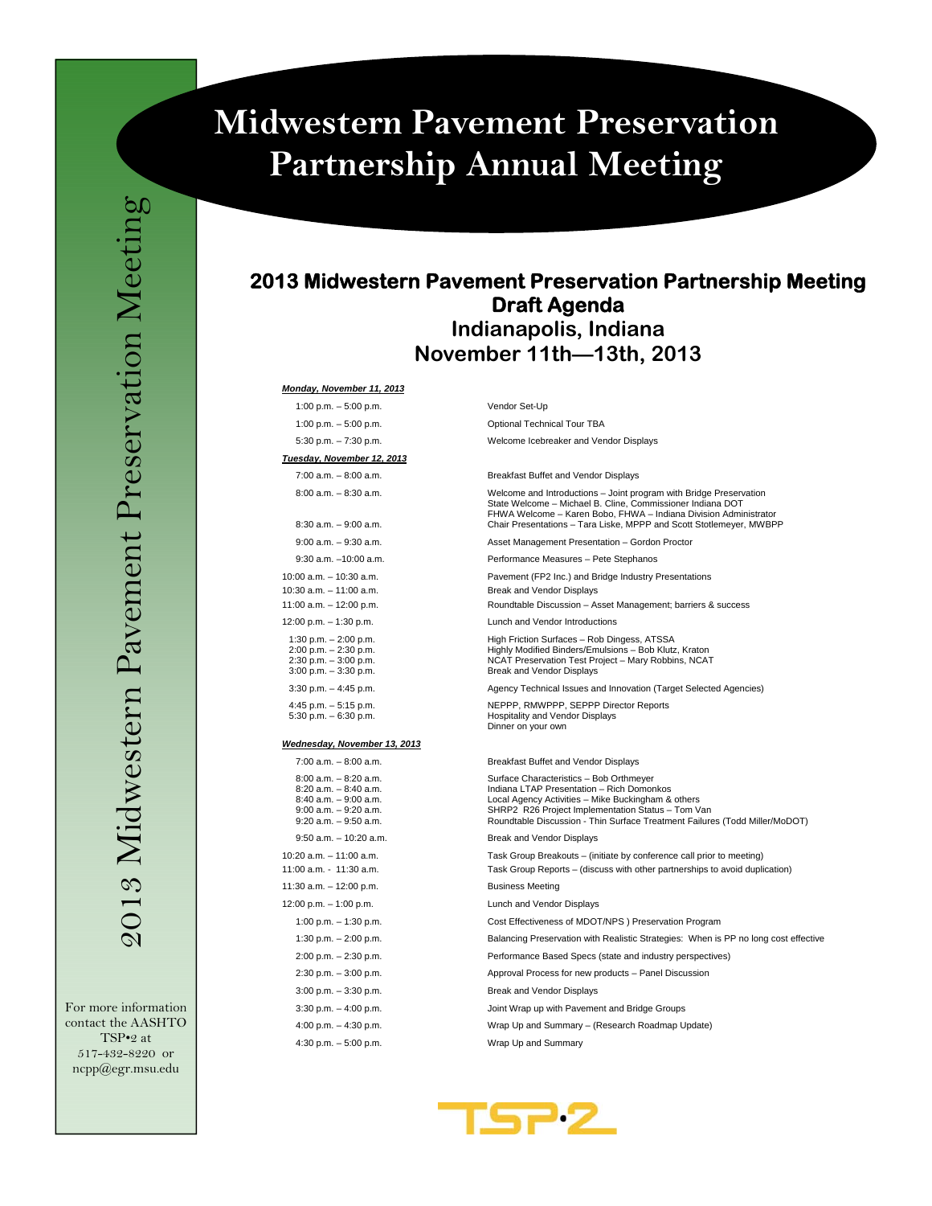# Midwestern Pavement Preservation Partnership Annual Meeting

2013 Midwestern Pavement Preservation Meeting

## 2013 Midwestern Pavement Preservation Partnership Meeting
## Draft Agenda
### Indianapolis, Indiana
### November 11th—13th, 2013

***Monday, November 11, 2013***

| Time | Activity |
|---|---|
| 1:00 p.m. – 5:00 p.m. | Vendor Set-Up |
| 1:00 p.m. – 5:00 p.m. | Optional Technical Tour TBA |
| 5:30 p.m. – 7:30 p.m. | Welcome Icebreaker and Vendor Displays |

***Tuesday, November 12, 2013***

| Time | Activity |
|---|---|
| 7:00 a.m. – 8:00 a.m. | Breakfast Buffet and Vendor Displays |
| 8:00 a.m. – 8:30 a.m. | Welcome and Introductions – Joint program with Bridge Preservation<br>State Welcome – Michael B. Cline, Commissioner Indiana DOT<br>FHWA Welcome – Karen Bobo, FHWA – Indiana Division Administrator |
| 8:30 a.m. – 9:00 a.m. | Chair Presentations – Tara Liske, MPPP and Scott Stotlemeyer, MWBPP |
| 9:00 a.m. – 9:30 a.m. | Asset Management Presentation – Gordon Proctor |
| 9:30 a.m. –10:00 a.m. | Performance Measures – Pete Stephanos |
| 10:00 a.m. – 10:30 a.m. | Pavement (FP2 Inc.) and Bridge Industry Presentations |
| 10:30 a.m. – 11:00 a.m. | Break and Vendor Displays |
| 11:00 a.m. – 12:00 p.m. | Roundtable Discussion – Asset Management; barriers & success |
| 12:00 p.m. – 1:30 p.m. | Lunch and Vendor Introductions |
| 1:30 p.m. – 2:00 p.m. | High Friction Surfaces – Rob Dingess, ATSSA |
| 2:00 p.m. – 2:30 p.m. | Highly Modified Binders/Emulsions – Bob Klutz, Kraton |
| 2:30 p.m. – 3:00 p.m. | NCAT Preservation Test Project – Mary Robbins, NCAT |
| 3:00 p.m. – 3:30 p.m. | Break and Vendor Displays |
| 3:30 p.m. – 4:45 p.m. | Agency Technical Issues and Innovation (Target Selected Agencies) |
| 4:45 p.m. – 5:15 p.m. | NEPPP, RMWPPP, SEPPP Director Reports |
| 5:30 p.m. – 6:30 p.m. | Hospitality and Vendor Displays<br>Dinner on your own |

***Wednesday, November 13, 2013***

| Time | Activity |
|---|---|
| 7:00 a.m. – 8:00 a.m. | Breakfast Buffet and Vendor Displays |
| 8:00 a.m. – 8:20 a.m. | Surface Characteristics – Bob Orthmeyer |
| 8:20 a.m. – 8:40 a.m. | Indiana LTAP Presentation – Rich Domonkos |
| 8:40 a.m. – 9:00 a.m. | Local Agency Activities – Mike Buckingham & others |
| 9:00 a.m. – 9:20 a.m. | SHRP2 R26 Project Implementation Status – Tom Van |
| 9:20 a.m. – 9:50 a.m. | Roundtable Discussion - Thin Surface Treatment Failures (Todd Miller/MoDOT) |
| 9:50 a.m. – 10:20 a.m. | Break and Vendor Displays |
| 10:20 a.m. – 11:00 a.m. | Task Group Breakouts – (initiate by conference call prior to meeting) |
| 11:00 a.m. - 11:30 a.m. | Task Group Reports – (discuss with other partnerships to avoid duplication) |
| 11:30 a.m. – 12:00 p.m. | Business Meeting |
| 12:00 p.m. – 1:00 p.m. | Lunch and Vendor Displays |
| 1:00 p.m. – 1:30 p.m. | Cost Effectiveness of MDOT/NPS ) Preservation Program |
| 1:30 p.m. – 2:00 p.m. | Balancing Preservation with Realistic Strategies: When is PP no long cost effective |
| 2:00 p.m. – 2:30 p.m. | Performance Based Specs (state and industry perspectives) |
| 2:30 p.m. – 3:00 p.m. | Approval Process for new products – Panel Discussion |
| 3:00 p.m. – 3:30 p.m. | Break and Vendor Displays |
| 3:30 p.m. – 4:00 p.m. | Joint Wrap up with Pavement and Bridge Groups |
| 4:00 p.m. – 4:30 p.m. | Wrap Up and Summary – (Research Roadmap Update) |
| 4:30 p.m. – 5:00 p.m. | Wrap Up and Summary |

For more information contact the AASHTO TSP•2 at 517-432-8220 or ncpp@egr.msu.edu

TSP•2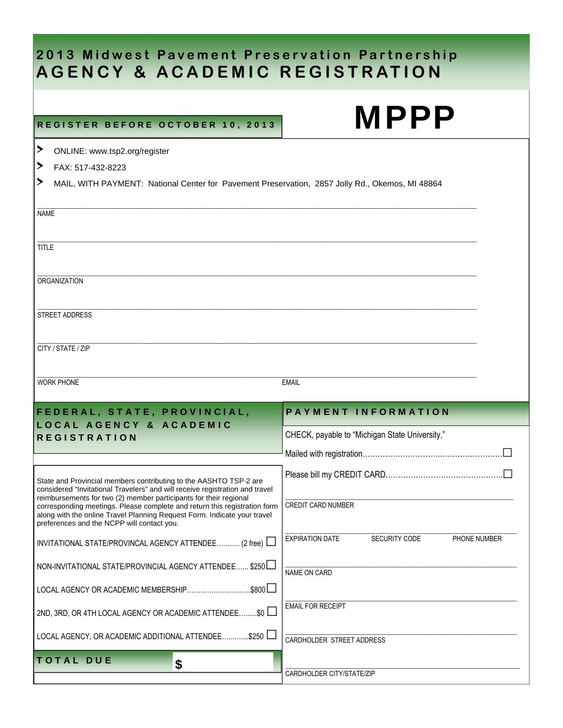# 2013 Midwest Pavement Preservation Partnership
# AGENCY & ACADEMIC REGISTRATION

**REGISTER BEFORE OCTOBER 10, 2013**

# MPPP

- ONLINE: www.tsp2.org/register
- FAX: 517-432-8223
- MAIL, WITH PAYMENT: National Center for Pavement Preservation, 2857 Jolly Rd., Okemos, MI 48864

NAME

TITLE

ORGANIZATION

STREET ADDRESS

CITY / STATE / ZIP

WORK PHONE

EMAIL

## FEDERAL, STATE, PROVINCIAL, LOCAL AGENCY & ACADEMIC REGISTRATION

State and Provincial members contributing to the AASHTO TSP·2 are considered "Invitational Travelers" and will receive registration and travel reimbursements for two (2) member participants for their regional corresponding meetings. Please complete and return this registration form along with the online Travel Planning Request Form. Indicate your travel preferences and the NCPP will contact you.

INVITATIONAL STATE/PROVINCAL AGENCY ATTENDEE……….. (2 free) ☐

NON-INVITATIONAL STATE/PROVINCIAL AGENCY ATTENDEE…... $250 ☐

LOCAL AGENCY OR ACADEMIC MEMBERSHIP……………………….$800 ☐

2ND, 3RD, OR 4TH LOCAL AGENCY OR ACADEMIC ATTENDEE……...$0 ☐

LOCAL AGENCY, OR ACADEMIC ADDITIONAL ATTENDEE…..……..$250 ☐

**TOTAL DUE** $

## PAYMENT INFORMATION

CHECK, payable to "Michigan State University,"

Mailed with registration……………………………………………………☐

Please bill my CREDIT CARD……………………………………………☐

CREDIT CARD NUMBER

EXPIRATION DATE SECURITY CODE PHONE NUMBER

NAME ON CARD

EMAIL FOR RECEIPT

CARDHOLDER STREET ADDRESS

CARDHOLDER CITY/STATE/ZIP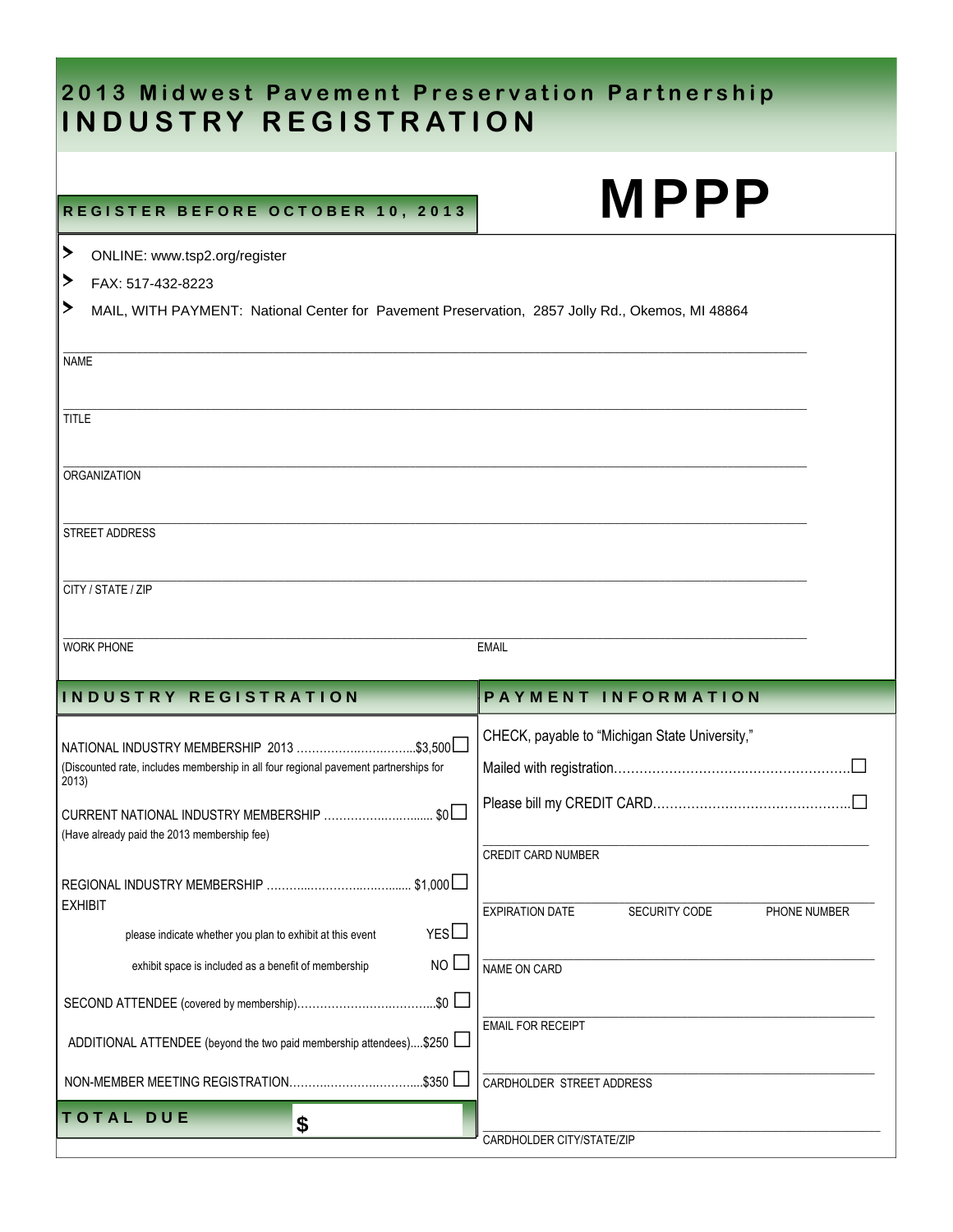# 2013 Midwest Pavement Preservation Partnership
# INDUSTRY REGISTRATION

**REGISTER BEFORE OCTOBER 10, 2013**

# MPPP

- ONLINE: www.tsp2.org/register
- FAX: 517-432-8223
- MAIL, WITH PAYMENT: National Center for Pavement Preservation, 2857 Jolly Rd., Okemos, MI 48864

NAME

TITLE

ORGANIZATION

STREET ADDRESS

CITY / STATE / ZIP

WORK PHONE

EMAIL

## INDUSTRY REGISTRATION

NATIONAL INDUSTRY MEMBERSHIP 2013 ...............................$3,500 ☐
(Discounted rate, includes membership in all four regional pavement partnerships for 2013)

CURRENT NATIONAL INDUSTRY MEMBERSHIP ............................ $0 ☐
(Have already paid the 2013 membership fee)

REGIONAL INDUSTRY MEMBERSHIP .................................... $1,000 ☐

EXHIBIT

please indicate whether you plan to exhibit at this event YES ☐

exhibit space is included as a benefit of membership NO ☐

SECOND ATTENDEE (covered by membership)....................................$0 ☐

ADDITIONAL ATTENDEE (beyond the two paid membership attendees)....$250 ☐

NON-MEMBER MEETING REGISTRATION...................................$350 ☐

**TOTAL DUE** $

## PAYMENT INFORMATION

CHECK, payable to "Michigan State University,"

Mailed with registration.......................................................... ☐

Please bill my CREDIT CARD.............................................. ☐

CREDIT CARD NUMBER

EXPIRATION DATE SECURITY CODE PHONE NUMBER

NAME ON CARD

EMAIL FOR RECEIPT

CARDHOLDER STREET ADDRESS

CARDHOLDER CITY/STATE/ZIP